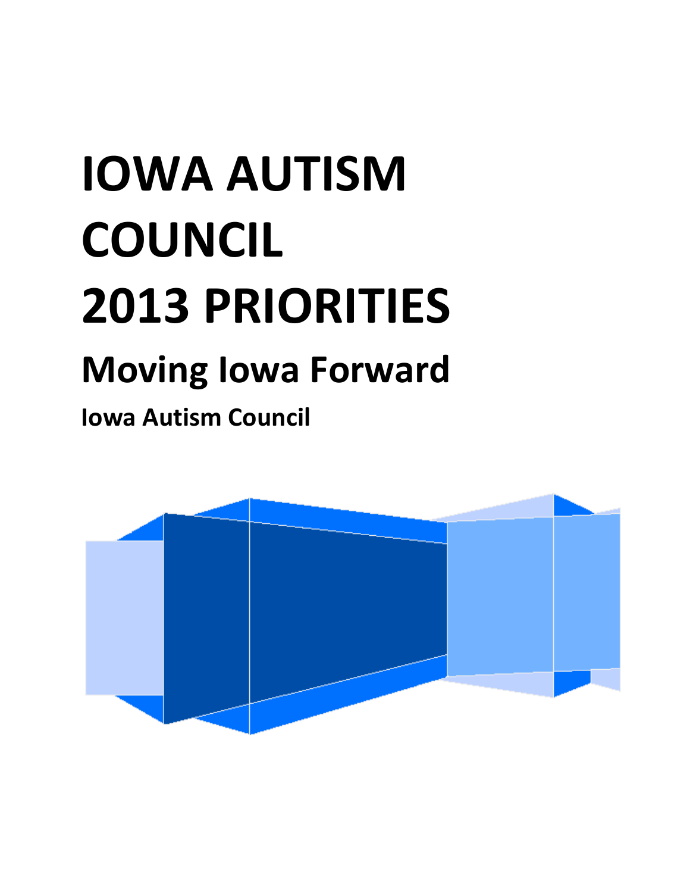# IOWA AUTISM COUNCIL 2013 PRIORITIES

## Moving Iowa Forward

### Iowa Autism Council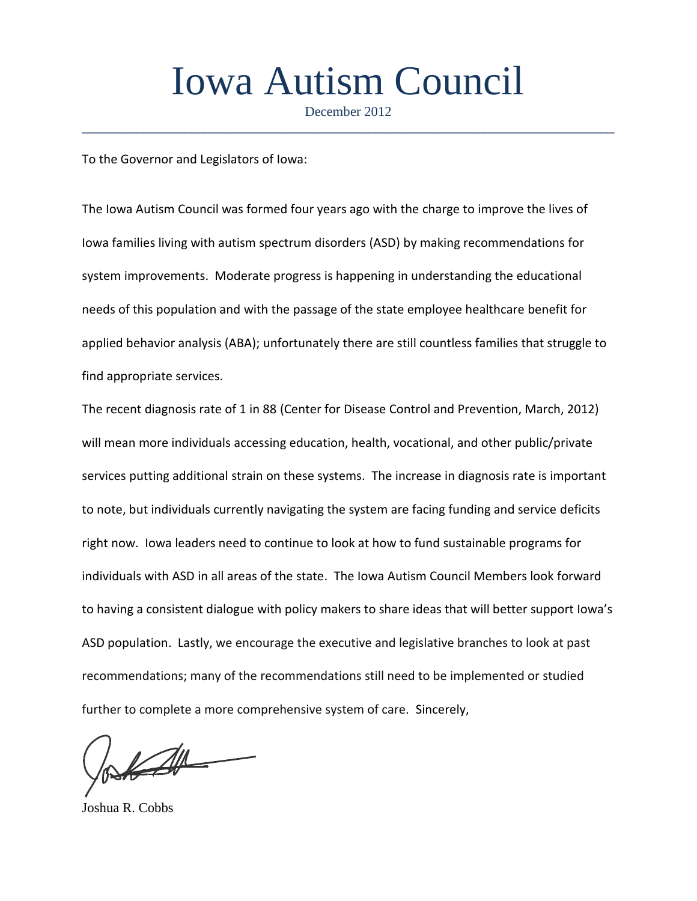# Iowa Autism Council

December 2012

---

To the Governor and Legislators of Iowa:

The Iowa Autism Council was formed four years ago with the charge to improve the lives of Iowa families living with autism spectrum disorders (ASD) by making recommendations for system improvements. Moderate progress is happening in understanding the educational needs of this population and with the passage of the state employee healthcare benefit for applied behavior analysis (ABA); unfortunately there are still countless families that struggle to find appropriate services.

The recent diagnosis rate of 1 in 88 (Center for Disease Control and Prevention, March, 2012) will mean more individuals accessing education, health, vocational, and other public/private services putting additional strain on these systems. The increase in diagnosis rate is important to note, but individuals currently navigating the system are facing funding and service deficits right now. Iowa leaders need to continue to look at how to fund sustainable programs for individuals with ASD in all areas of the state. The Iowa Autism Council Members look forward to having a consistent dialogue with policy makers to share ideas that will better support Iowa's ASD population. Lastly, we encourage the executive and legislative branches to look at past recommendations; many of the recommendations still need to be implemented or studied further to complete a more comprehensive system of care. Sincerely,

Joshua R. Cobbs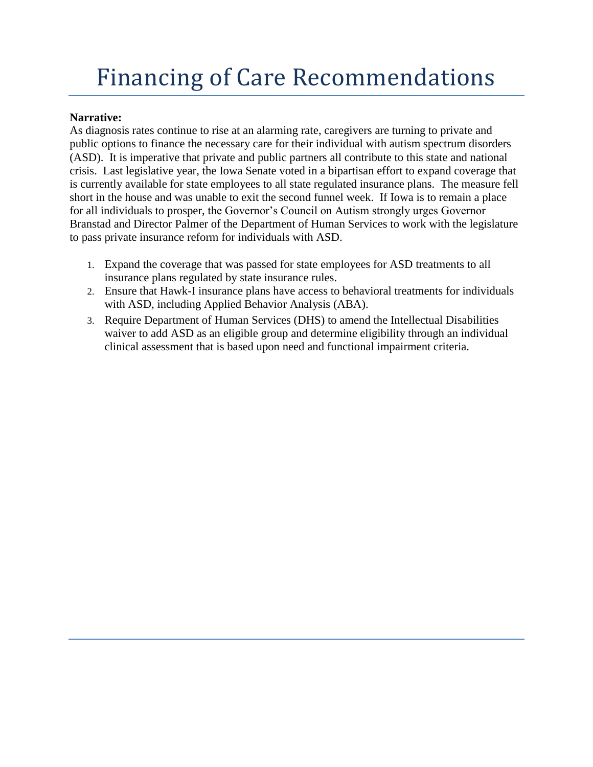# Financing of Care Recommendations

**Narrative:**
As diagnosis rates continue to rise at an alarming rate, caregivers are turning to private and public options to finance the necessary care for their individual with autism spectrum disorders (ASD). It is imperative that private and public partners all contribute to this state and national crisis. Last legislative year, the Iowa Senate voted in a bipartisan effort to expand coverage that is currently available for state employees to all state regulated insurance plans. The measure fell short in the house and was unable to exit the second funnel week. If Iowa is to remain a place for all individuals to prosper, the Governor's Council on Autism strongly urges Governor Branstad and Director Palmer of the Department of Human Services to work with the legislature to pass private insurance reform for individuals with ASD.

1. Expand the coverage that was passed for state employees for ASD treatments to all insurance plans regulated by state insurance rules.
2. Ensure that Hawk-I insurance plans have access to behavioral treatments for individuals with ASD, including Applied Behavior Analysis (ABA).
3. Require Department of Human Services (DHS) to amend the Intellectual Disabilities waiver to add ASD as an eligible group and determine eligibility through an individual clinical assessment that is based upon need and functional impairment criteria.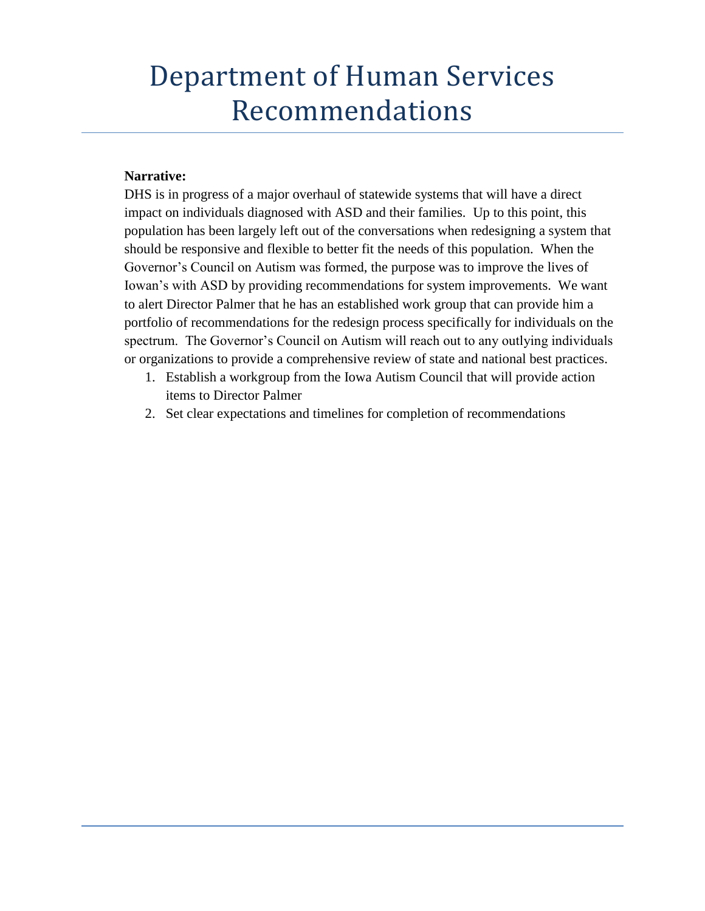# Department of Human Services Recommendations

**Narrative:**

DHS is in progress of a major overhaul of statewide systems that will have a direct impact on individuals diagnosed with ASD and their families. Up to this point, this population has been largely left out of the conversations when redesigning a system that should be responsive and flexible to better fit the needs of this population. When the Governor's Council on Autism was formed, the purpose was to improve the lives of Iowan's with ASD by providing recommendations for system improvements. We want to alert Director Palmer that he has an established work group that can provide him a portfolio of recommendations for the redesign process specifically for individuals on the spectrum. The Governor's Council on Autism will reach out to any outlying individuals or organizations to provide a comprehensive review of state and national best practices.

1. Establish a workgroup from the Iowa Autism Council that will provide action items to Director Palmer
2. Set clear expectations and timelines for completion of recommendations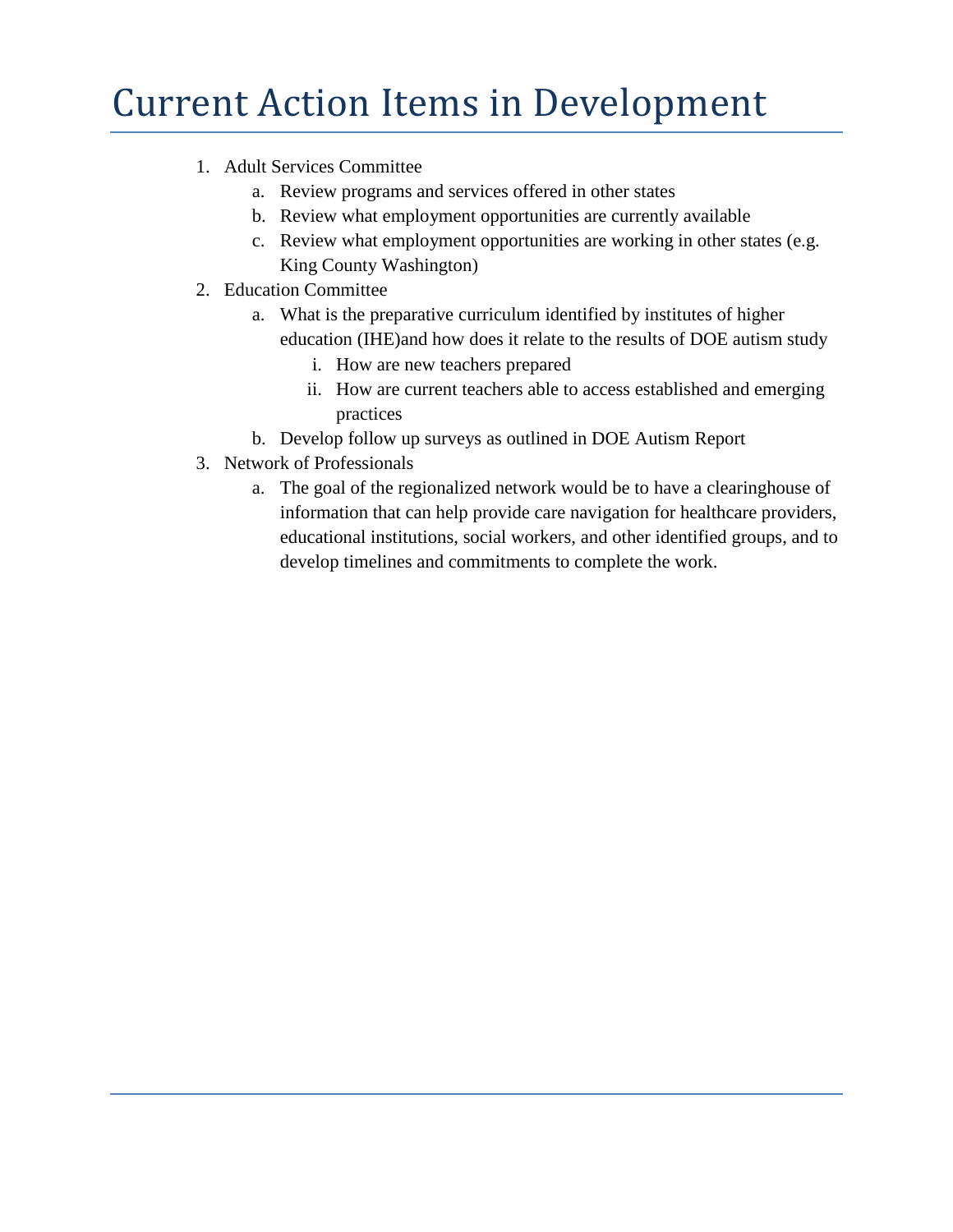# Current Action Items in Development

1. Adult Services Committee
    a. Review programs and services offered in other states
    b. Review what employment opportunities are currently available
    c. Review what employment opportunities are working in other states (e.g. King County Washington)
2. Education Committee
    a. What is the preparative curriculum identified by institutes of higher education (IHE)and how does it relate to the results of DOE autism study
        i. How are new teachers prepared
        ii. How are current teachers able to access established and emerging practices
    b. Develop follow up surveys as outlined in DOE Autism Report
3. Network of Professionals
    a. The goal of the regionalized network would be to have a clearinghouse of information that can help provide care navigation for healthcare providers, educational institutions, social workers, and other identified groups, and to develop timelines and commitments to complete the work.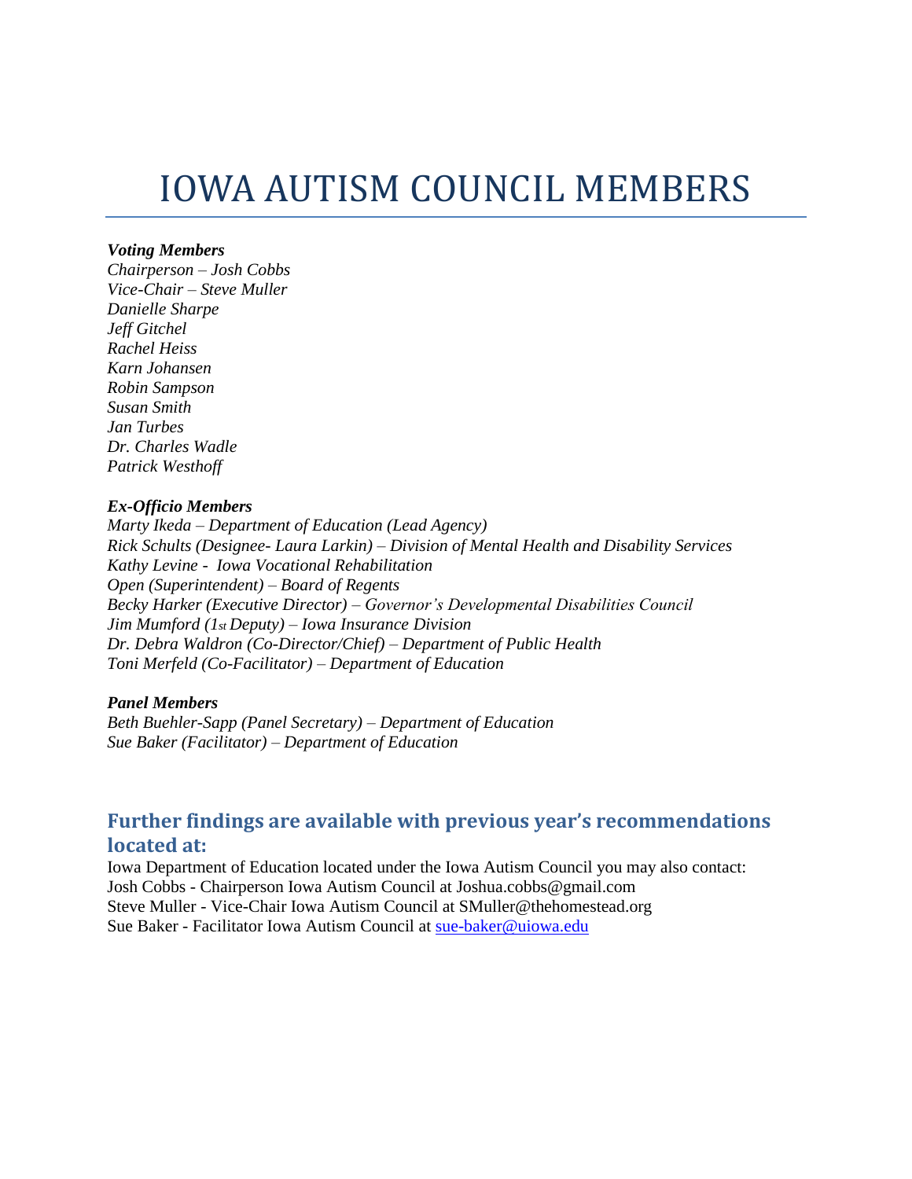# IOWA AUTISM COUNCIL MEMBERS

***Voting Members***

*Chairperson – Josh Cobbs*
*Vice-Chair – Steve Muller*
*Danielle Sharpe*
*Jeff Gitchel*
*Rachel Heiss*
*Karn Johansen*
*Robin Sampson*
*Susan Smith*
*Jan Turbes*
*Dr. Charles Wadle*
*Patrick Westhoff*

***Ex-Officio Members***

*Marty Ikeda – Department of Education (Lead Agency)*
*Rick Schults (Designee- Laura Larkin) – Division of Mental Health and Disability Services*
*Kathy Levine - Iowa Vocational Rehabilitation*
*Open (Superintendent) – Board of Regents*
*Becky Harker (Executive Director) – Governor's Developmental Disabilities Council*
*Jim Mumford (1st Deputy) – Iowa Insurance Division*
*Dr. Debra Waldron (Co-Director/Chief) – Department of Public Health*
*Toni Merfeld (Co-Facilitator) – Department of Education*

***Panel Members***

*Beth Buehler-Sapp (Panel Secretary) – Department of Education*
*Sue Baker (Facilitator) – Department of Education*

## Further findings are available with previous year's recommendations located at:

Iowa Department of Education located under the Iowa Autism Council you may also contact:
Josh Cobbs - Chairperson Iowa Autism Council at Joshua.cobbs@gmail.com
Steve Muller - Vice-Chair Iowa Autism Council at SMuller@thehomestead.org
Sue Baker - Facilitator Iowa Autism Council at sue-baker@uiowa.edu